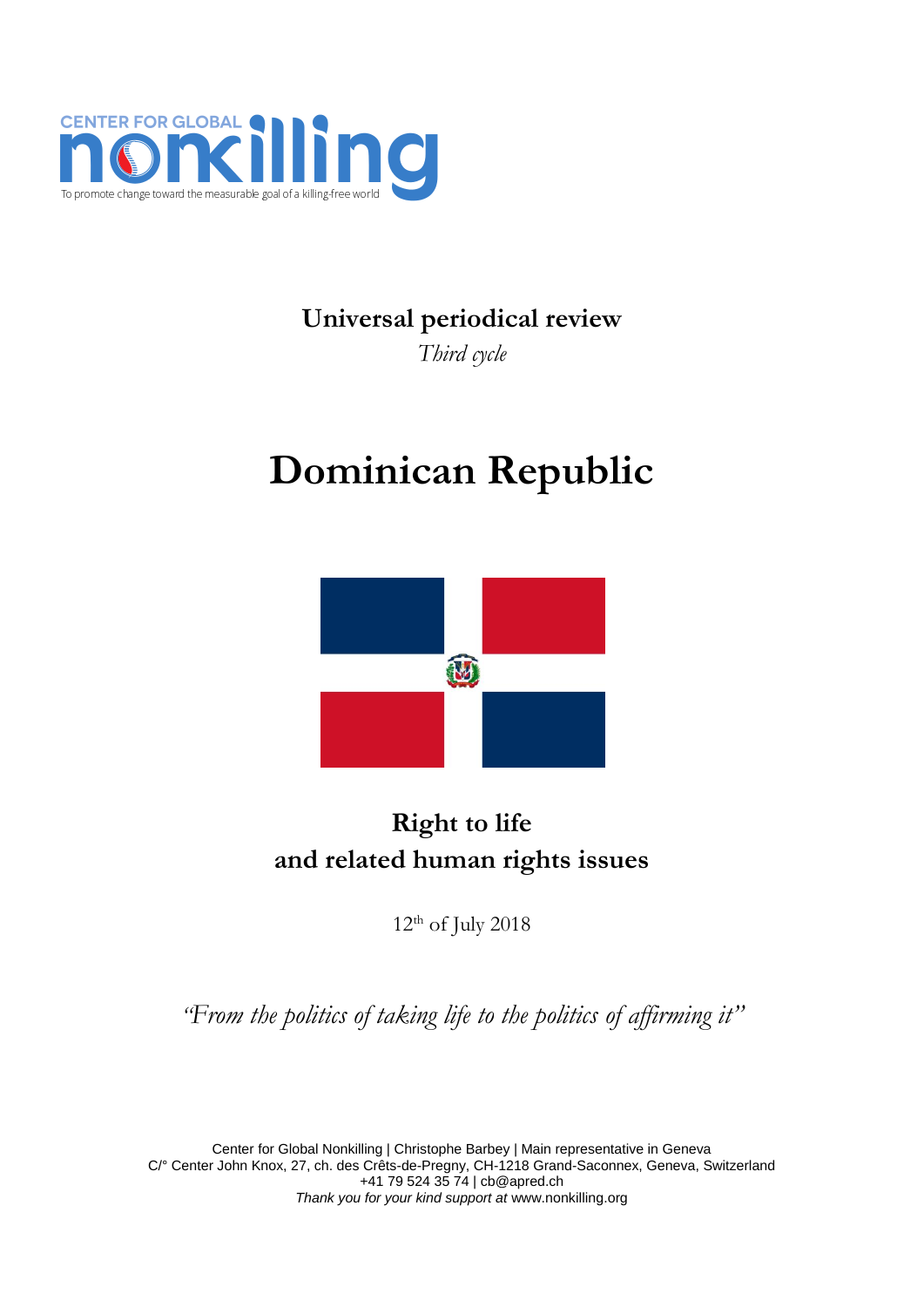CENTER FOR GLOBAL **nonkilling**

To promote change toward the measurable goal of a killing-free world

**Universal periodical review**

*Third cycle*

# Dominican Republic

## Right to life and related human rights issues

12th of July 2018

*"From the politics of taking life to the politics of affirming it"*

Center for Global Nonkilling | Christophe Barbey | Main representative in Geneva
C/° Center John Knox, 27, ch. des Crêts-de-Pregny, CH-1218 Grand-Saconnex, Geneva, Switzerland
+41 79 524 35 74 | cb@apred.ch
*Thank you for your kind support at* www.nonkilling.org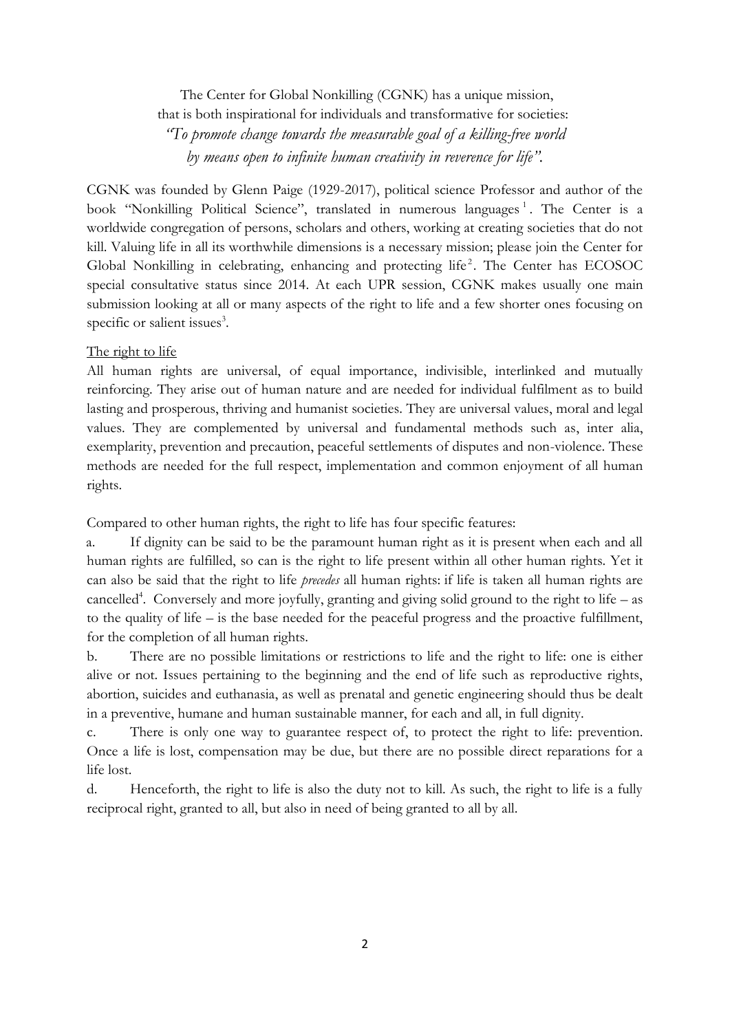The Center for Global Nonkilling (CGNK) has a unique mission,
that is both inspirational for individuals and transformative for societies:
*"To promote change towards the measurable goal of a killing-free world by means open to infinite human creativity in reverence for life".*

CGNK was founded by Glenn Paige (1929-2017), political science Professor and author of the book "Nonkilling Political Science", translated in numerous languages[1]. The Center is a worldwide congregation of persons, scholars and others, working at creating societies that do not kill. Valuing life in all its worthwhile dimensions is a necessary mission; please join the Center for Global Nonkilling in celebrating, enhancing and protecting life[2]. The Center has ECOSOC special consultative status since 2014. At each UPR session, CGNK makes usually one main submission looking at all or many aspects of the right to life and a few shorter ones focusing on specific or salient issues[3].

## The right to life

All human rights are universal, of equal importance, indivisible, interlinked and mutually reinforcing. They arise out of human nature and are needed for individual fulfilment as to build lasting and prosperous, thriving and humanist societies. They are universal values, moral and legal values. They are complemented by universal and fundamental methods such as, inter alia, exemplarity, prevention and precaution, peaceful settlements of disputes and non-violence. These methods are needed for the full respect, implementation and common enjoyment of all human rights.

Compared to other human rights, the right to life has four specific features:

a. If dignity can be said to be the paramount human right as it is present when each and all human rights are fulfilled, so can is the right to life present within all other human rights. Yet it can also be said that the right to life *precedes* all human rights: if life is taken all human rights are cancelled[4]. Conversely and more joyfully, granting and giving solid ground to the right to life – as to the quality of life – is the base needed for the peaceful progress and the proactive fulfillment, for the completion of all human rights.

b. There are no possible limitations or restrictions to life and the right to life: one is either alive or not. Issues pertaining to the beginning and the end of life such as reproductive rights, abortion, suicides and euthanasia, as well as prenatal and genetic engineering should thus be dealt in a preventive, humane and human sustainable manner, for each and all, in full dignity.

c. There is only one way to guarantee respect of, to protect the right to life: prevention. Once a life is lost, compensation may be due, but there are no possible direct reparations for a life lost.

d. Henceforth, the right to life is also the duty not to kill. As such, the right to life is a fully reciprocal right, granted to all, but also in need of being granted to all by all.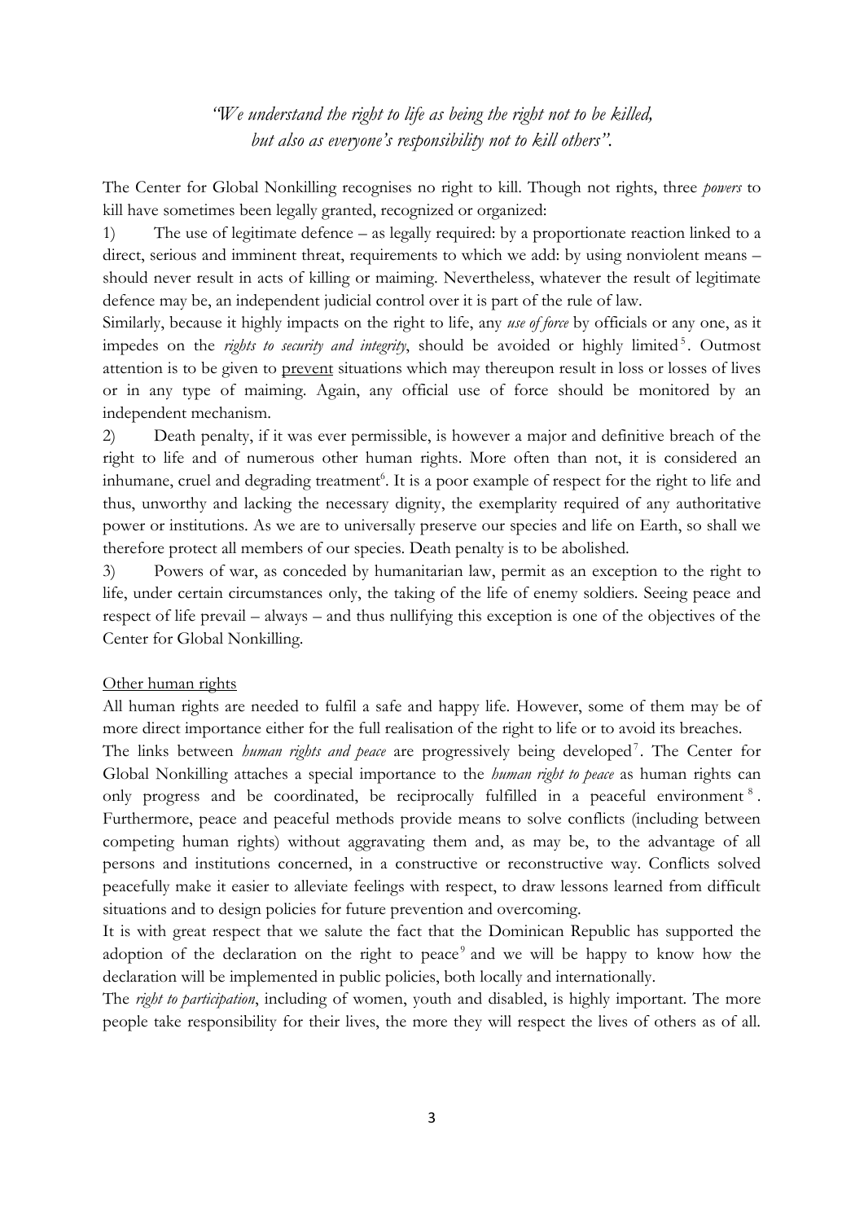*"We understand the right to life as being the right not to be killed, but also as everyone's responsibility not to kill others".*

The Center for Global Nonkilling recognises no right to kill. Though not rights, three *powers* to kill have sometimes been legally granted, recognized or organized:

1) The use of legitimate defence – as legally required: by a proportionate reaction linked to a direct, serious and imminent threat, requirements to which we add: by using nonviolent means – should never result in acts of killing or maiming. Nevertheless, whatever the result of legitimate defence may be, an independent judicial control over it is part of the rule of law.

Similarly, because it highly impacts on the right to life, any *use of force* by officials or any one, as it impedes on the *rights to security and integrity*, should be avoided or highly limited[5]. Outmost attention is to be given to <u>prevent</u> situations which may thereupon result in loss or losses of lives or in any type of maiming. Again, any official use of force should be monitored by an independent mechanism.

2) Death penalty, if it was ever permissible, is however a major and definitive breach of the right to life and of numerous other human rights. More often than not, it is considered an inhumane, cruel and degrading treatment[6]. It is a poor example of respect for the right to life and thus, unworthy and lacking the necessary dignity, the exemplarity required of any authoritative power or institutions. As we are to universally preserve our species and life on Earth, so shall we therefore protect all members of our species. Death penalty is to be abolished.

3) Powers of war, as conceded by humanitarian law, permit as an exception to the right to life, under certain circumstances only, the taking of the life of enemy soldiers. Seeing peace and respect of life prevail – always – and thus nullifying this exception is one of the objectives of the Center for Global Nonkilling.

<u>Other human rights</u>

All human rights are needed to fulfil a safe and happy life. However, some of them may be of more direct importance either for the full realisation of the right to life or to avoid its breaches.

The links between *human rights and peace* are progressively being developed[7]. The Center for Global Nonkilling attaches a special importance to the *human right to peace* as human rights can only progress and be coordinated, be reciprocally fulfilled in a peaceful environment[8]. Furthermore, peace and peaceful methods provide means to solve conflicts (including between competing human rights) without aggravating them and, as may be, to the advantage of all persons and institutions concerned, in a constructive or reconstructive way. Conflicts solved peacefully make it easier to alleviate feelings with respect, to draw lessons learned from difficult situations and to design policies for future prevention and overcoming.

It is with great respect that we salute the fact that the Dominican Republic has supported the adoption of the declaration on the right to peace[9] and we will be happy to know how the declaration will be implemented in public policies, both locally and internationally.

The *right to participation*, including of women, youth and disabled, is highly important. The more people take responsibility for their lives, the more they will respect the lives of others as of all.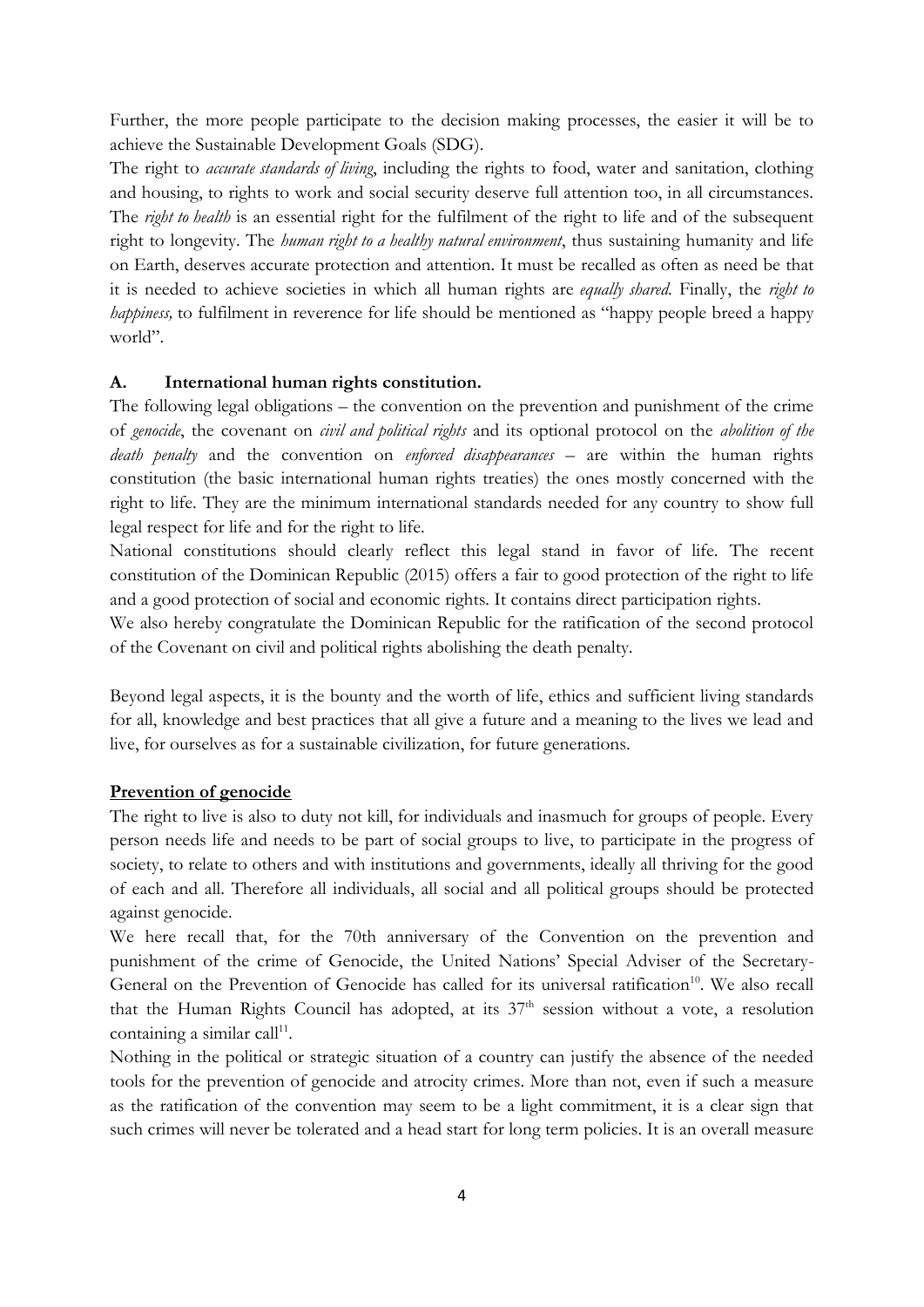Further, the more people participate to the decision making processes, the easier it will be to achieve the Sustainable Development Goals (SDG).

The right to *accurate standards of living*, including the rights to food, water and sanitation, clothing and housing, to rights to work and social security deserve full attention too, in all circumstances. The *right to health* is an essential right for the fulfilment of the right to life and of the subsequent right to longevity. The *human right to a healthy natural environment*, thus sustaining humanity and life on Earth, deserves accurate protection and attention. It must be recalled as often as need be that it is needed to achieve societies in which all human rights are *equally shared*. Finally, the *right to happiness,* to fulfilment in reverence for life should be mentioned as "happy people breed a happy world".

### A. International human rights constitution.

The following legal obligations – the convention on the prevention and punishment of the crime of *genocide*, the covenant on *civil and political rights* and its optional protocol on the *abolition of the death penalty* and the convention on *enforced disappearances* – are within the human rights constitution (the basic international human rights treaties) the ones mostly concerned with the right to life. They are the minimum international standards needed for any country to show full legal respect for life and for the right to life.

National constitutions should clearly reflect this legal stand in favor of life. The recent constitution of the Dominican Republic (2015) offers a fair to good protection of the right to life and a good protection of social and economic rights. It contains direct participation rights.

We also hereby congratulate the Dominican Republic for the ratification of the second protocol of the Covenant on civil and political rights abolishing the death penalty.

Beyond legal aspects, it is the bounty and the worth of life, ethics and sufficient living standards for all, knowledge and best practices that all give a future and a meaning to the lives we lead and live, for ourselves as for a sustainable civilization, for future generations.

#### Prevention of genocide

The right to live is also to duty not kill, for individuals and inasmuch for groups of people. Every person needs life and needs to be part of social groups to live, to participate in the progress of society, to relate to others and with institutions and governments, ideally all thriving for the good of each and all. Therefore all individuals, all social and all political groups should be protected against genocide.

We here recall that, for the 70th anniversary of the Convention on the prevention and punishment of the crime of Genocide, the United Nations' Special Adviser of the Secretary-General on the Prevention of Genocide has called for its universal ratification[10]. We also recall that the Human Rights Council has adopted, at its 37th session without a vote, a resolution containing a similar call[11].

Nothing in the political or strategic situation of a country can justify the absence of the needed tools for the prevention of genocide and atrocity crimes. More than not, even if such a measure as the ratification of the convention may seem to be a light commitment, it is a clear sign that such crimes will never be tolerated and a head start for long term policies. It is an overall measure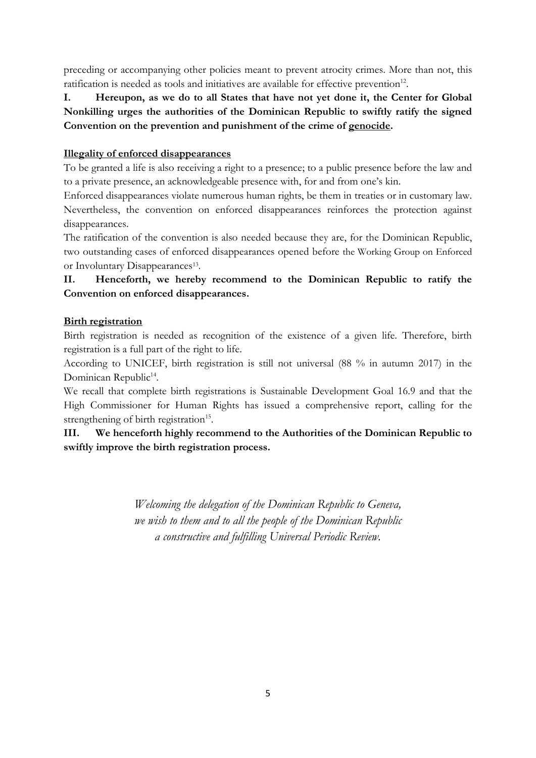preceding or accompanying other policies meant to prevent atrocity crimes. More than not, this ratification is needed as tools and initiatives are available for effective prevention[12].

**I. Hereupon, as we do to all States that have not yet done it, the Center for Global Nonkilling urges the authorities of the Dominican Republic to swiftly ratify the signed Convention on the prevention and punishment of the crime of <u>genocide</u>.**

**<u>Illegality of enforced disappearances</u>**

To be granted a life is also receiving a right to a presence; to a public presence before the law and to a private presence, an acknowledgeable presence with, for and from one's kin.

Enforced disappearances violate numerous human rights, be them in treaties or in customary law. Nevertheless, the convention on enforced disappearances reinforces the protection against disappearances.

The ratification of the convention is also needed because they are, for the Dominican Republic, two outstanding cases of enforced disappearances opened before the Working Group on Enforced or Involuntary Disappearances[13].

**II. Henceforth, we hereby recommend to the Dominican Republic to ratify the Convention on enforced disappearances.**

**<u>Birth registration</u>**

Birth registration is needed as recognition of the existence of a given life. Therefore, birth registration is a full part of the right to life.

According to UNICEF, birth registration is still not universal (88 % in autumn 2017) in the Dominican Republic[14].

We recall that complete birth registrations is Sustainable Development Goal 16.9 and that the High Commissioner for Human Rights has issued a comprehensive report, calling for the strengthening of birth registration[15].

**III. We henceforth highly recommend to the Authorities of the Dominican Republic to swiftly improve the birth registration process.**

*Welcoming the delegation of the Dominican Republic to Geneva,*
*we wish to them and to all the people of the Dominican Republic*
*a constructive and fulfilling Universal Periodic Review.*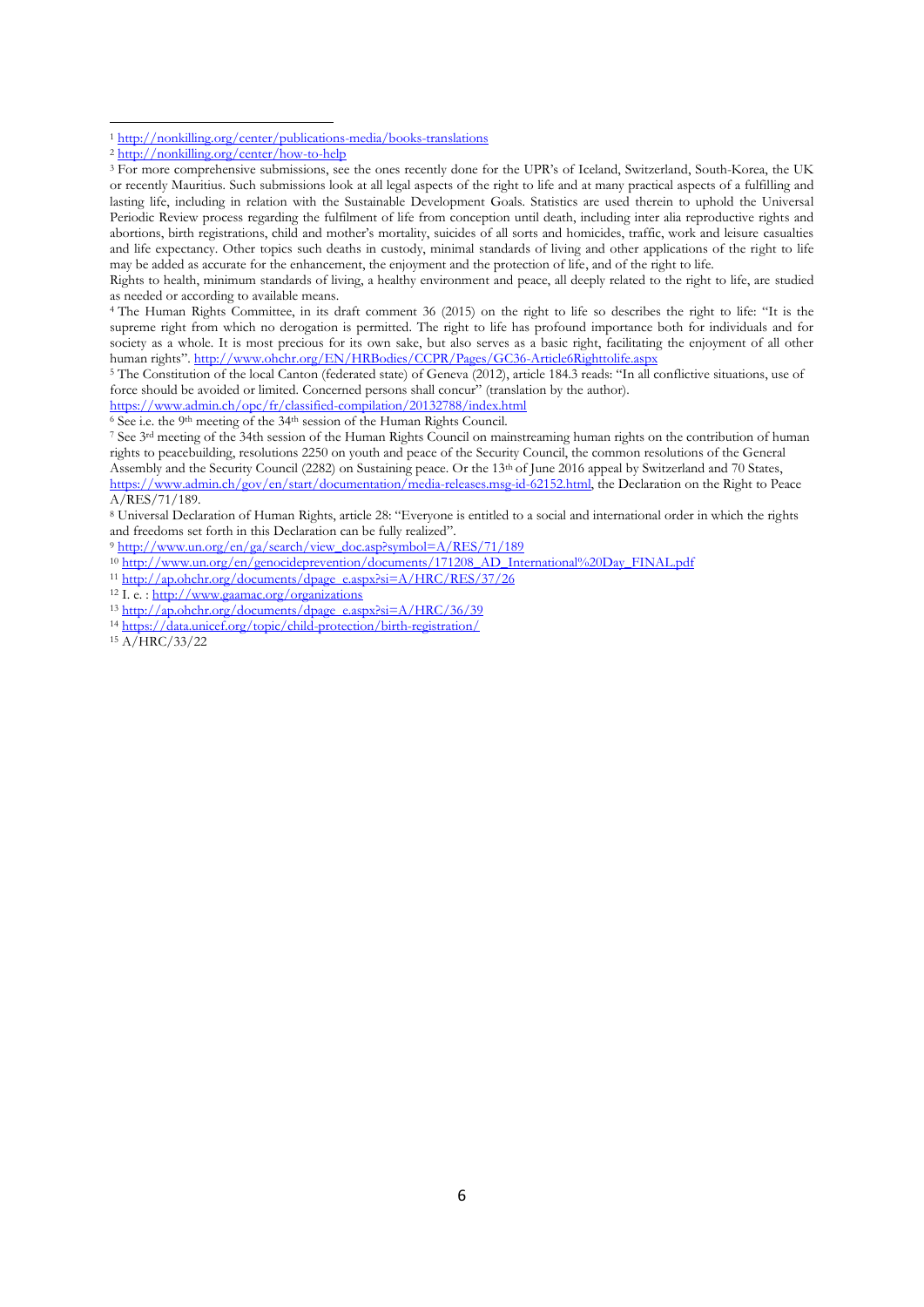[1] http://nonkilling.org/center/publications-media/books-translations

[2] http://nonkilling.org/center/how-to-help

[3] For more comprehensive submissions, see the ones recently done for the UPR's of Iceland, Switzerland, South-Korea, the UK or recently Mauritius. Such submissions look at all legal aspects of the right to life and at many practical aspects of a fulfilling and lasting life, including in relation with the Sustainable Development Goals. Statistics are used therein to uphold the Universal Periodic Review process regarding the fulfilment of life from conception until death, including inter alia reproductive rights and abortions, birth registrations, child and mother's mortality, suicides of all sorts and homicides, traffic, work and leisure casualties and life expectancy. Other topics such deaths in custody, minimal standards of living and other applications of the right to life may be added as accurate for the enhancement, the enjoyment and the protection of life, and of the right to life.

Rights to health, minimum standards of living, a healthy environment and peace, all deeply related to the right to life, are studied as needed or according to available means.

[4] The Human Rights Committee, in its draft comment 36 (2015) on the right to life so describes the right to life: "It is the supreme right from which no derogation is permitted. The right to life has profound importance both for individuals and for society as a whole. It is most precious for its own sake, but also serves as a basic right, facilitating the enjoyment of all other human rights". http://www.ohchr.org/EN/HRBodies/CCPR/Pages/GC36-Article6Righttolife.aspx

[5] The Constitution of the local Canton (federated state) of Geneva (2012), article 184.3 reads: "In all conflictive situations, use of force should be avoided or limited. Concerned persons shall concur" (translation by the author). https://www.admin.ch/opc/fr/classified-compilation/20132788/index.html

[6] See i.e. the 9th meeting of the 34th session of the Human Rights Council.

[7] See 3rd meeting of the 34th session of the Human Rights Council on mainstreaming human rights on the contribution of human rights to peacebuilding, resolutions 2250 on youth and peace of the Security Council, the common resolutions of the General Assembly and the Security Council (2282) on Sustaining peace. Or the 13th of June 2016 appeal by Switzerland and 70 States, https://www.admin.ch/gov/en/start/documentation/media-releases.msg-id-62152.html, the Declaration on the Right to Peace A/RES/71/189.

[8] Universal Declaration of Human Rights, article 28: "Everyone is entitled to a social and international order in which the rights and freedoms set forth in this Declaration can be fully realized".

[9] http://www.un.org/en/ga/search/view_doc.asp?symbol=A/RES/71/189

[10] http://www.un.org/en/genocideprevention/documents/171208_AD_International%20Day_FINAL.pdf

[11] http://ap.ohchr.org/documents/dpage_e.aspx?si=A/HRC/RES/37/26

[12] I. e. : http://www.gaamac.org/organizations

[13] http://ap.ohchr.org/documents/dpage_e.aspx?si=A/HRC/36/39

[14] https://data.unicef.org/topic/child-protection/birth-registration/

[15] A/HRC/33/22